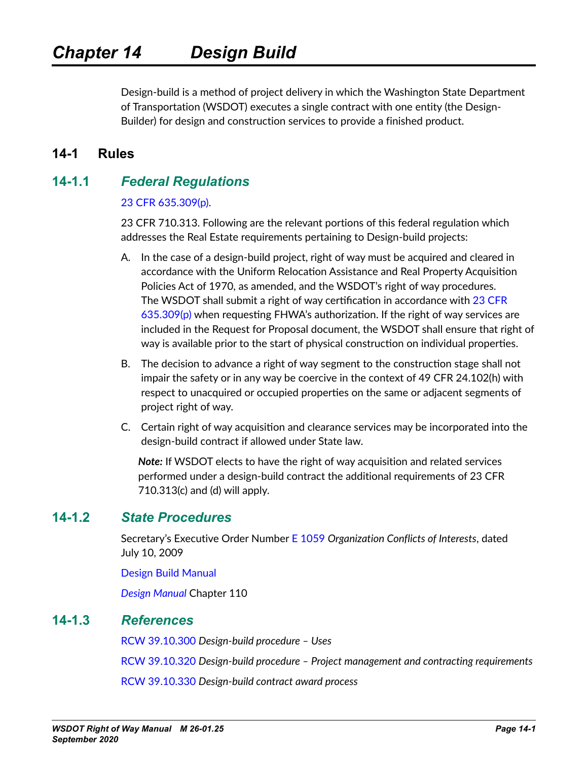# Chapter 14 Design Build

Design-build is a method of project delivery in which the Washington State Department of Transportation (WSDOT) executes a single contract with one entity (the Design-Builder) for design and construction services to provide a finished product.

## 14-1 Rules

### 14-1.1 *Federal Regulations*

23 CFR 635.309(p).

23 CFR 710.313. Following are the relevant portions of this federal regulation which addresses the Real Estate requirements pertaining to Design-build projects:

A. In the case of a design-build project, right of way must be acquired and cleared in accordance with the Uniform Relocation Assistance and Real Property Acquisition Policies Act of 1970, as amended, and the WSDOT's right of way procedures. The WSDOT shall submit a right of way certification in accordance with 23 CFR 635.309(p) when requesting FHWA's authorization. If the right of way services are included in the Request for Proposal document, the WSDOT shall ensure that right of way is available prior to the start of physical construction on individual properties.

B. The decision to advance a right of way segment to the construction stage shall not impair the safety or in any way be coercive in the context of 49 CFR 24.102(h) with respect to unacquired or occupied properties on the same or adjacent segments of project right of way.

C. Certain right of way acquisition and clearance services may be incorporated into the design-build contract if allowed under State law.

***Note:*** If WSDOT elects to have the right of way acquisition and related services performed under a design-build contract the additional requirements of 23 CFR 710.313(c) and (d) will apply.

### 14-1.2 *State Procedures*

Secretary's Executive Order Number E 1059 *Organization Conflicts of Interests*, dated July 10, 2009

Design Build Manual

*Design Manual* Chapter 110

### 14-1.3 *References*

RCW 39.10.300 *Design-build procedure – Uses*

RCW 39.10.320 *Design-build procedure – Project management and contracting requirements*

RCW 39.10.330 *Design-build contract award process*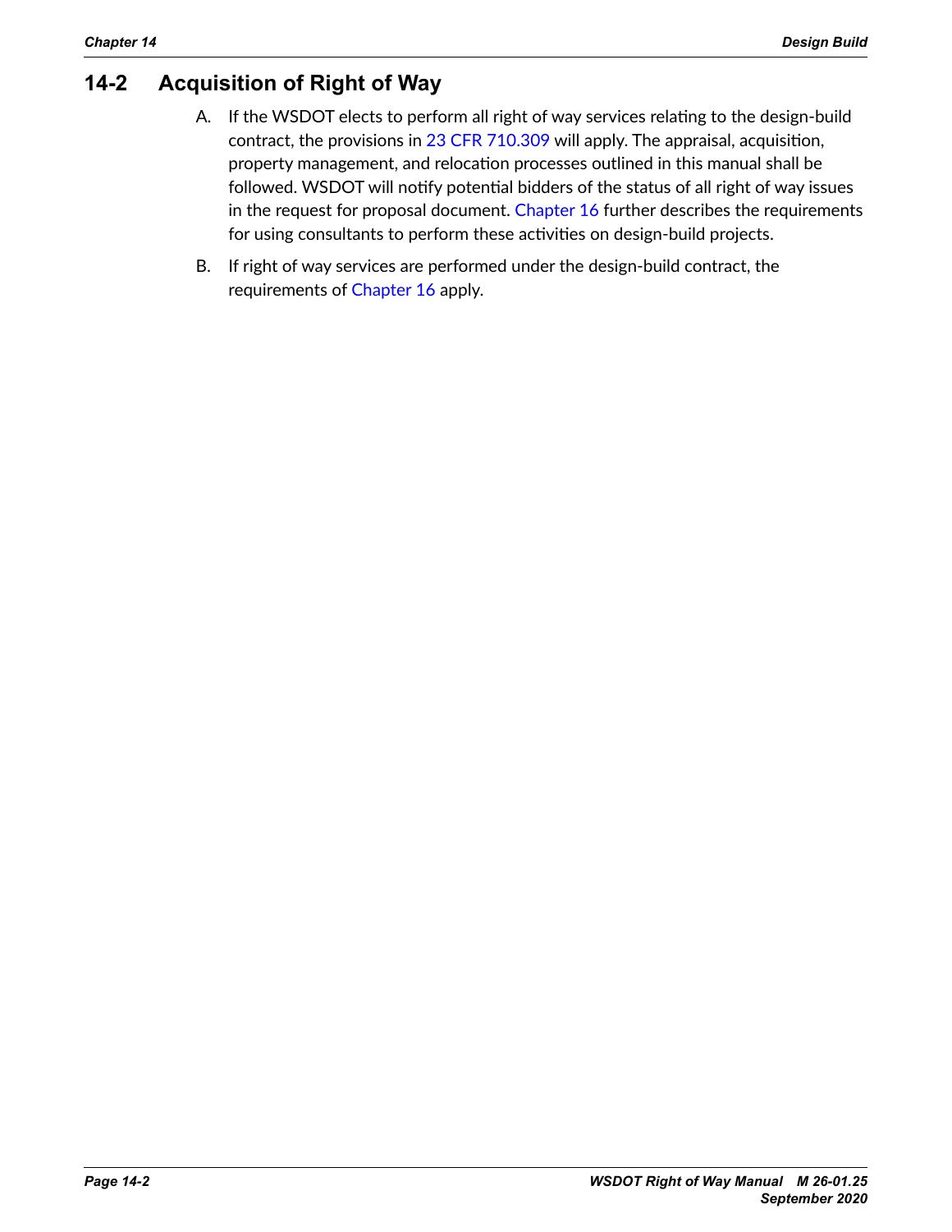## 14-2 Acquisition of Right of Way

A. If the WSDOT elects to perform all right of way services relating to the design-build contract, the provisions in 23 CFR 710.309 will apply. The appraisal, acquisition, property management, and relocation processes outlined in this manual shall be followed. WSDOT will notify potential bidders of the status of all right of way issues in the request for proposal document. Chapter 16 further describes the requirements for using consultants to perform these activities on design-build projects.

B. If right of way services are performed under the design-build contract, the requirements of Chapter 16 apply.